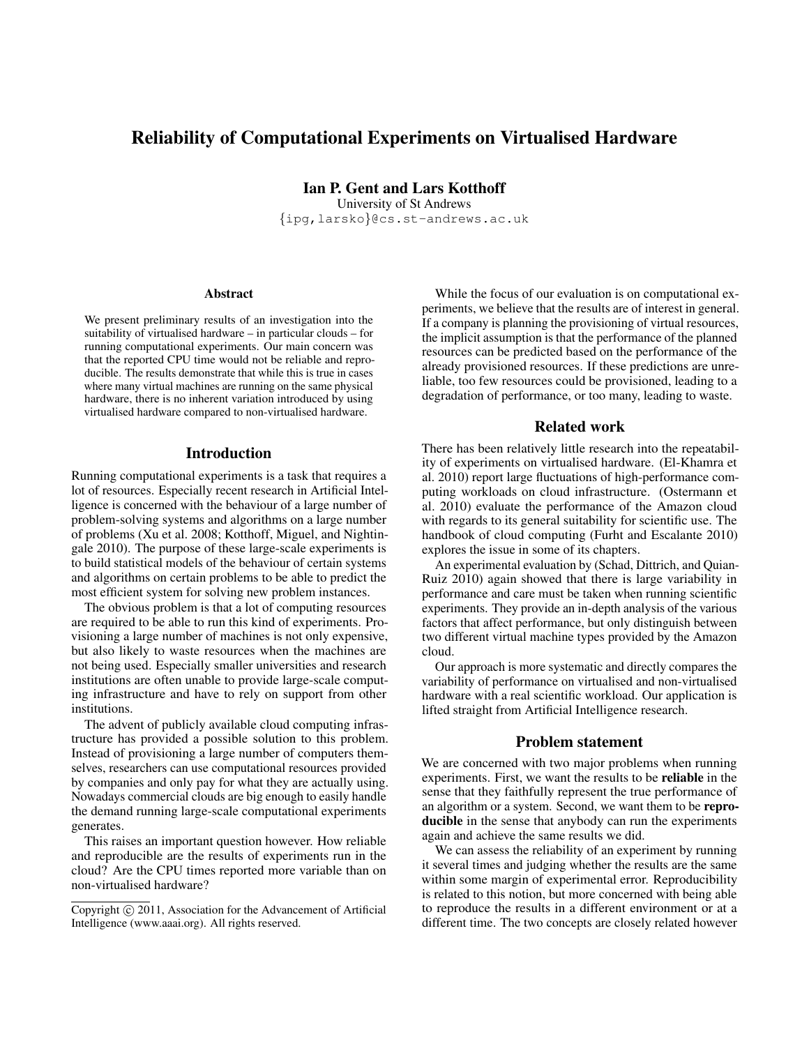# Reliability of Computational Experiments on Virtualised Hardware

**Ian P. Gent and Lars Kotthoff**
University of St Andrews
{ipg,larsko}@cs.st-andrews.ac.uk

### Abstract

We present preliminary results of an investigation into the suitability of virtualised hardware – in particular clouds – for running computational experiments. Our main concern was that the reported CPU time would not be reliable and reproducible. The results demonstrate that while this is true in cases where many virtual machines are running on the same physical hardware, there is no inherent variation introduced by using virtualised hardware compared to non-virtualised hardware.

## Introduction

Running computational experiments is a task that requires a lot of resources. Especially recent research in Artificial Intelligence is concerned with the behaviour of a large number of problem-solving systems and algorithms on a large number of problems (Xu et al. 2008; Kotthoff, Miguel, and Nightingale 2010). The purpose of these large-scale experiments is to build statistical models of the behaviour of certain systems and algorithms on certain problems to be able to predict the most efficient system for solving new problem instances.

The obvious problem is that a lot of computing resources are required to be able to run this kind of experiments. Provisioning a large number of machines is not only expensive, but also likely to waste resources when the machines are not being used. Especially smaller universities and research institutions are often unable to provide large-scale computing infrastructure and have to rely on support from other institutions.

The advent of publicly available cloud computing infrastructure has provided a possible solution to this problem. Instead of provisioning a large number of computers themselves, researchers can use computational resources provided by companies and only pay for what they are actually using. Nowadays commercial clouds are big enough to easily handle the demand running large-scale computational experiments generates.

This raises an important question however. How reliable and reproducible are the results of experiments run in the cloud? Are the CPU times reported more variable than on non-virtualised hardware?

While the focus of our evaluation is on computational experiments, we believe that the results are of interest in general. If a company is planning the provisioning of virtual resources, the implicit assumption is that the performance of the planned resources can be predicted based on the performance of the already provisioned resources. If these predictions are unreliable, too few resources could be provisioned, leading to a degradation of performance, or too many, leading to waste.

## Related work

There has been relatively little research into the repeatability of experiments on virtualised hardware. (El-Khamra et al. 2010) report large fluctuations of high-performance computing workloads on cloud infrastructure. (Ostermann et al. 2010) evaluate the performance of the Amazon cloud with regards to its general suitability for scientific use. The handbook of cloud computing (Furht and Escalante 2010) explores the issue in some of its chapters.

An experimental evaluation by (Schad, Dittrich, and Quian-Ruiz 2010) again showed that there is large variability in performance and care must be taken when running scientific experiments. They provide an in-depth analysis of the various factors that affect performance, but only distinguish between two different virtual machine types provided by the Amazon cloud.

Our approach is more systematic and directly compares the variability of performance on virtualised and non-virtualised hardware with a real scientific workload. Our application is lifted straight from Artificial Intelligence research.

## Problem statement

We are concerned with two major problems when running experiments. First, we want the results to be **reliable** in the sense that they faithfully represent the true performance of an algorithm or a system. Second, we want them to be **reproducible** in the sense that anybody can run the experiments again and achieve the same results we did.

We can assess the reliability of an experiment by running it several times and judging whether the results are the same within some margin of experimental error. Reproducibility is related to this notion, but more concerned with being able to reproduce the results in a different environment or at a different time. The two concepts are closely related however

Copyright © 2011, Association for the Advancement of Artificial Intelligence (www.aaai.org). All rights reserved.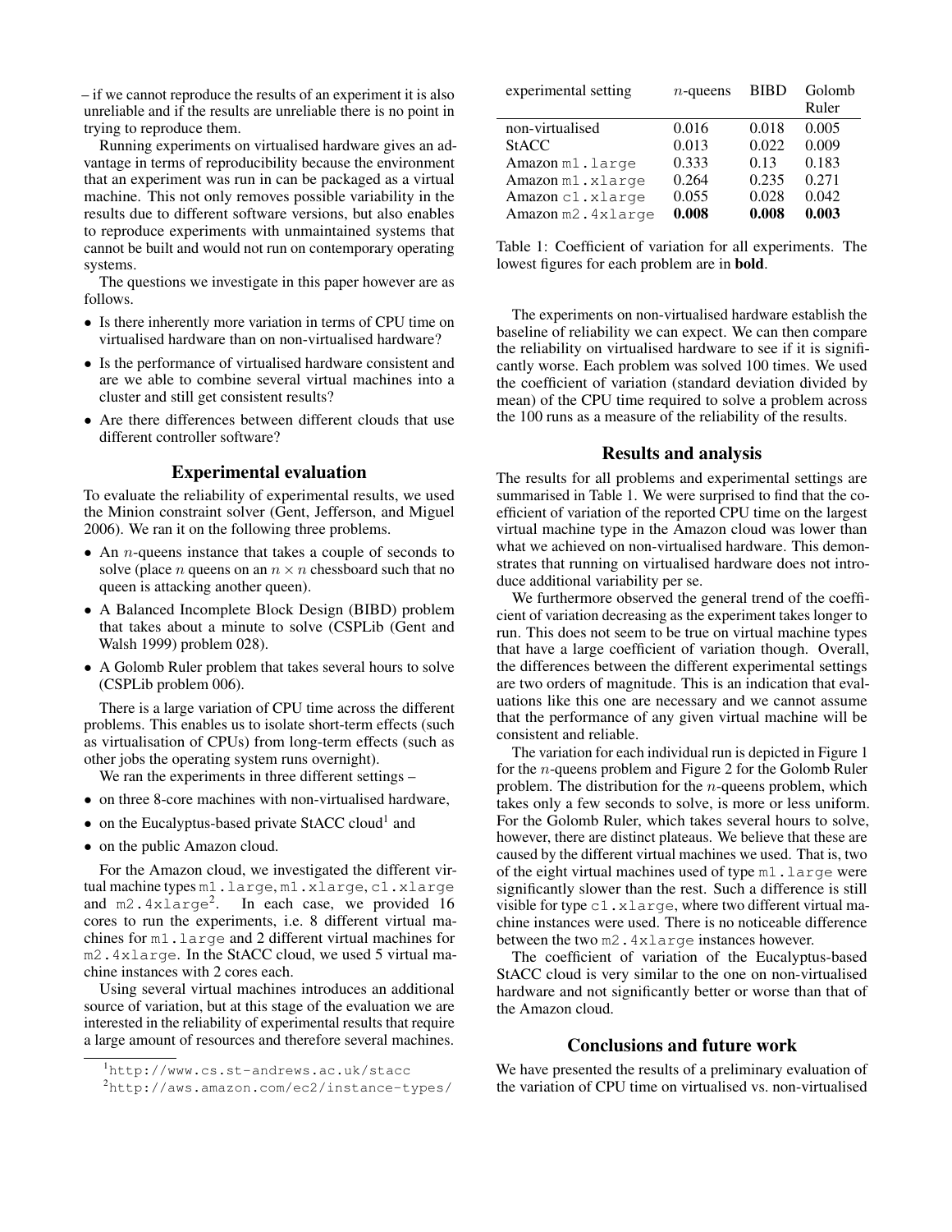– if we cannot reproduce the results of an experiment it is also unreliable and if the results are unreliable there is no point in trying to reproduce them.

Running experiments on virtualised hardware gives an advantage in terms of reproducibility because the environment that an experiment was run in can be packaged as a virtual machine. This not only removes possible variability in the results due to different software versions, but also enables to reproduce experiments with unmaintained systems that cannot be built and would not run on contemporary operating systems.

The questions we investigate in this paper however are as follows.

- Is there inherently more variation in terms of CPU time on virtualised hardware than on non-virtualised hardware?
- Is the performance of virtualised hardware consistent and are we able to combine several virtual machines into a cluster and still get consistent results?
- Are there differences between different clouds that use different controller software?

## Experimental evaluation

To evaluate the reliability of experimental results, we used the Minion constraint solver (Gent, Jefferson, and Miguel 2006). We ran it on the following three problems.

- An $n$-queens instance that takes a couple of seconds to solve (place $n$ queens on an $n \times n$ chessboard such that no queen is attacking another queen).
- A Balanced Incomplete Block Design (BIBD) problem that takes about a minute to solve (CSPLib (Gent and Walsh 1999) problem 028).
- A Golomb Ruler problem that takes several hours to solve (CSPLib problem 006).

There is a large variation of CPU time across the different problems. This enables us to isolate short-term effects (such as virtualisation of CPUs) from long-term effects (such as other jobs the operating system runs overnight).

We ran the experiments in three different settings –

- on three 8-core machines with non-virtualised hardware,
- on the Eucalyptus-based private StACC cloud[1] and
- on the public Amazon cloud.

For the Amazon cloud, we investigated the different virtual machine types `m1.large`, `m1.xlarge`, `c1.xlarge` and `m2.4xlarge`[2]. In each case, we provided 16 cores to run the experiments, i.e. 8 different virtual machines for `m1.large` and 2 different virtual machines for `m2.4xlarge`. In the StACC cloud, we used 5 virtual machine instances with 2 cores each.

Using several virtual machines introduces an additional source of variation, but at this stage of the evaluation we are interested in the reliability of experimental results that require a large amount of resources and therefore several machines.

[1] http://www.cs.st-andrews.ac.uk/stacc

[2] http://aws.amazon.com/ec2/instance-types/

| experimental setting | $n$-queens | BIBD | Golomb Ruler |
|---|---|---|---|
| non-virtualised | 0.016 | 0.018 | 0.005 |
| StACC | 0.013 | 0.022 | 0.009 |
| Amazon `m1.large` | 0.333 | 0.13 | 0.183 |
| Amazon `m1.xlarge` | 0.264 | 0.235 | 0.271 |
| Amazon `c1.xlarge` | 0.055 | 0.028 | 0.042 |
| Amazon `m2.4xlarge` | **0.008** | **0.008** | **0.003** |

Table 1: Coefficient of variation for all experiments. The lowest figures for each problem are in **bold**.

The experiments on non-virtualised hardware establish the baseline of reliability we can expect. We can then compare the reliability on virtualised hardware to see if it is significantly worse. Each problem was solved 100 times. We used the coefficient of variation (standard deviation divided by mean) of the CPU time required to solve a problem across the 100 runs as a measure of the reliability of the results.

## Results and analysis

The results for all problems and experimental settings are summarised in Table 1. We were surprised to find that the coefficient of variation of the reported CPU time on the largest virtual machine type in the Amazon cloud was lower than what we achieved on non-virtualised hardware. This demonstrates that running on virtualised hardware does not introduce additional variability per se.

We furthermore observed the general trend of the coefficient of variation decreasing as the experiment takes longer to run. This does not seem to be true on virtual machine types that have a large coefficient of variation though. Overall, the differences between the different experimental settings are two orders of magnitude. This is an indication that evaluations like this one are necessary and we cannot assume that the performance of any given virtual machine will be consistent and reliable.

The variation for each individual run is depicted in Figure 1 for the $n$-queens problem and Figure 2 for the Golomb Ruler problem. The distribution for the $n$-queens problem, which takes only a few seconds to solve, is more or less uniform. For the Golomb Ruler, which takes several hours to solve, however, there are distinct plateaus. We believe that these are caused by the different virtual machines we used. That is, two of the eight virtual machines used of type `m1.large` were significantly slower than the rest. Such a difference is still visible for type `c1.xlarge`, where two different virtual machine instances were used. There is no noticeable difference between the two `m2.4xlarge` instances however.

The coefficient of variation of the Eucalyptus-based StACC cloud is very similar to the one on non-virtualised hardware and not significantly better or worse than that of the Amazon cloud.

## Conclusions and future work

We have presented the results of a preliminary evaluation of the variation of CPU time on virtualised vs. non-virtualised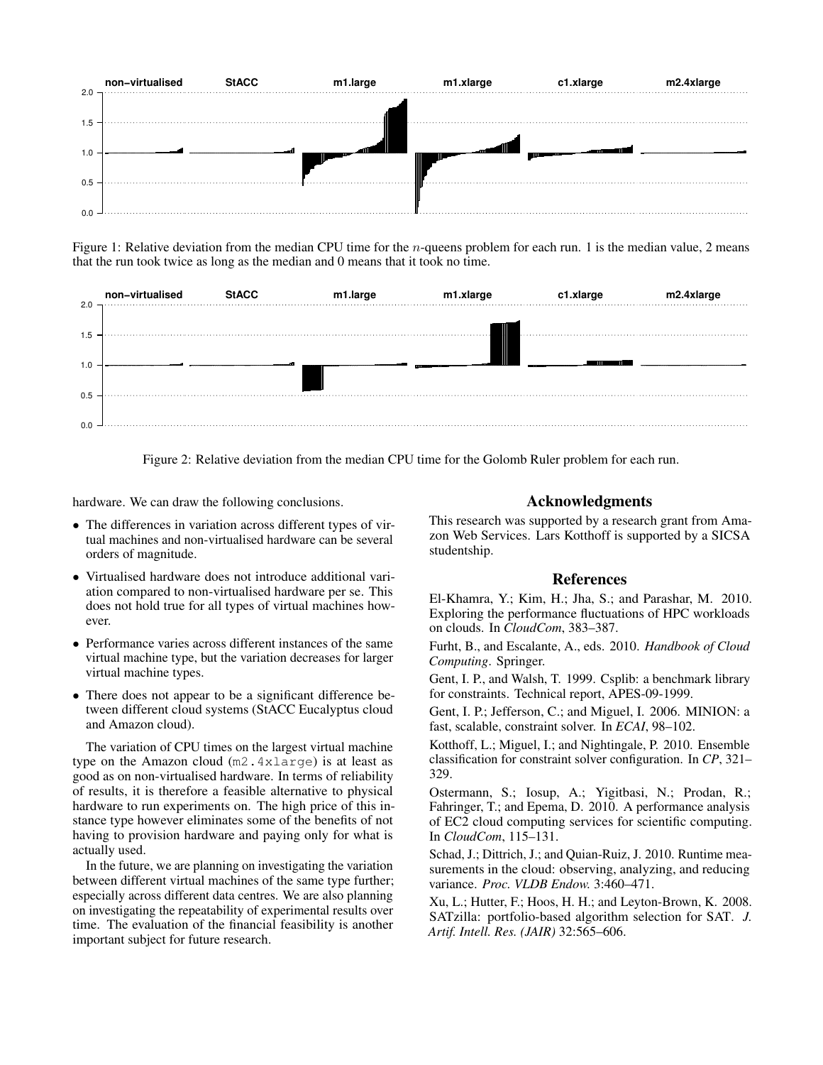non−virtualised StACC m1.large m1.xlarge c1.xlarge m2.4xlarge

2.0
1.5
1.0
0.5
0.0

Figure 1: Relative deviation from the median CPU time for the $n$-queens problem for each run. 1 is the median value, 2 means that the run took twice as long as the median and 0 means that it took no time.

non−virtualised StACC m1.large m1.xlarge c1.xlarge m2.4xlarge

2.0
1.5
1.0
0.5
0.0

Figure 2: Relative deviation from the median CPU time for the Golomb Ruler problem for each run.

hardware. We can draw the following conclusions.

- The differences in variation across different types of virtual machines and non-virtualised hardware can be several orders of magnitude.
- Virtualised hardware does not introduce additional variation compared to non-virtualised hardware per se. This does not hold true for all types of virtual machines however.
- Performance varies across different instances of the same virtual machine type, but the variation decreases for larger virtual machine types.
- There does not appear to be a significant difference between different cloud systems (StACC Eucalyptus cloud and Amazon cloud).

The variation of CPU times on the largest virtual machine type on the Amazon cloud (`m2.4xlarge`) is at least as good as on non-virtualised hardware. In terms of reliability of results, it is therefore a feasible alternative to physical hardware to run experiments on. The high price of this instance type however eliminates some of the benefits of not having to provision hardware and paying only for what is actually used.

In the future, we are planning on investigating the variation between different virtual machines of the same type further; especially across different data centres. We are also planning on investigating the repeatability of experimental results over time. The evaluation of the financial feasibility is another important subject for future research.

## Acknowledgments

This research was supported by a research grant from Amazon Web Services. Lars Kotthoff is supported by a SICSA studentship.

## References

El-Khamra, Y.; Kim, H.; Jha, S.; and Parashar, M. 2010. Exploring the performance fluctuations of HPC workloads on clouds. In *CloudCom*, 383–387.

Furht, B., and Escalante, A., eds. 2010. *Handbook of Cloud Computing*. Springer.

Gent, I. P., and Walsh, T. 1999. Csplib: a benchmark library for constraints. Technical report, APES-09-1999.

Gent, I. P.; Jefferson, C.; and Miguel, I. 2006. MINION: a fast, scalable, constraint solver. In *ECAI*, 98–102.

Kotthoff, L.; Miguel, I.; and Nightingale, P. 2010. Ensemble classification for constraint solver configuration. In *CP*, 321–329.

Ostermann, S.; Iosup, A.; Yigitbasi, N.; Prodan, R.; Fahringer, T.; and Epema, D. 2010. A performance analysis of EC2 cloud computing services for scientific computing. In *CloudCom*, 115–131.

Schad, J.; Dittrich, J.; and Quian-Ruiz, J. 2010. Runtime measurements in the cloud: observing, analyzing, and reducing variance. *Proc. VLDB Endow.* 3:460–471.

Xu, L.; Hutter, F.; Hoos, H. H.; and Leyton-Brown, K. 2008. SATzilla: portfolio-based algorithm selection for SAT. *J. Artif. Intell. Res. (JAIR)* 32:565–606.